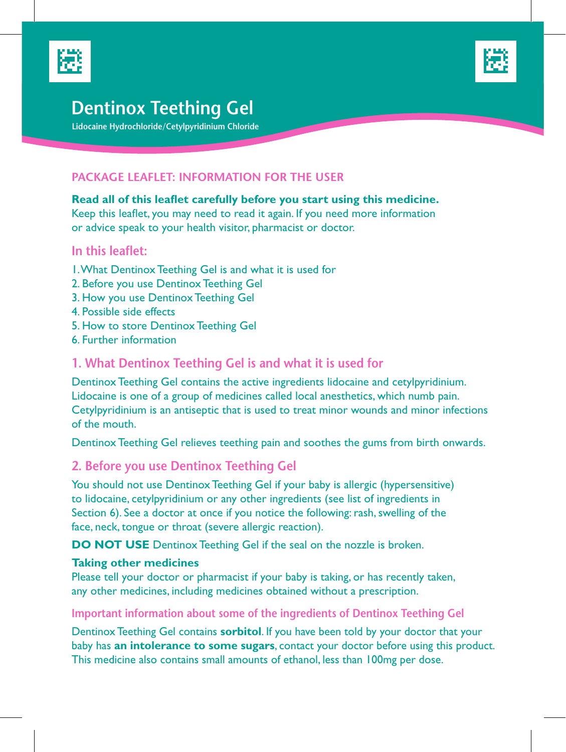# Dentinox Teething Gel

**Lidocaine Hydrochloride/Cetylpyridinium Chloride**

## PACKAGE LEAFLET: INFORMATION FOR THE USER

**Read all of this leaflet carefully before you start using this medicine.**
Keep this leaflet, you may need to read it again. If you need more information or advice speak to your health visitor, pharmacist or doctor.

### In this leaflet:

1. What Dentinox Teething Gel is and what it is used for
2. Before you use Dentinox Teething Gel
3. How you use Dentinox Teething Gel
4. Possible side effects
5. How to store Dentinox Teething Gel
6. Further information

## 1. What Dentinox Teething Gel is and what it is used for

Dentinox Teething Gel contains the active ingredients lidocaine and cetylpyridinium. Lidocaine is one of a group of medicines called local anesthetics, which numb pain. Cetylpyridinium is an antiseptic that is used to treat minor wounds and minor infections of the mouth.

Dentinox Teething Gel relieves teething pain and soothes the gums from birth onwards.

## 2. Before you use Dentinox Teething Gel

You should not use Dentinox Teething Gel if your baby is allergic (hypersensitive) to lidocaine, cetylpyridinium or any other ingredients (see list of ingredients in Section 6). See a doctor at once if you notice the following: rash, swelling of the face, neck, tongue or throat (severe allergic reaction).

**DO NOT USE** Dentinox Teething Gel if the seal on the nozzle is broken.

**Taking other medicines**
Please tell your doctor or pharmacist if your baby is taking, or has recently taken, any other medicines, including medicines obtained without a prescription.

### Important information about some of the ingredients of Dentinox Teething Gel

Dentinox Teething Gel contains **sorbitol**. If you have been told by your doctor that your baby has **an intolerance to some sugars**, contact your doctor before using this product. This medicine also contains small amounts of ethanol, less than 100mg per dose.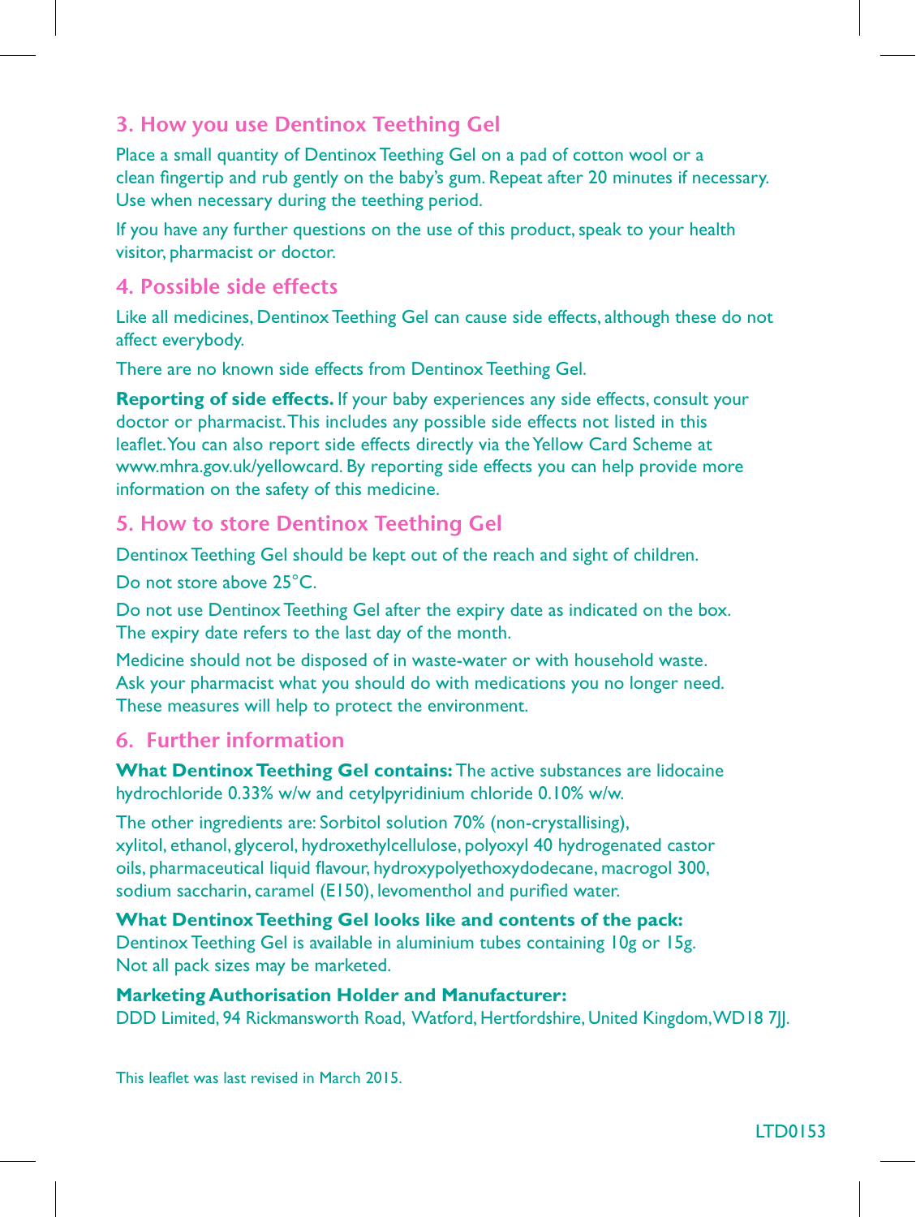## 3. How you use Dentinox Teething Gel

Place a small quantity of Dentinox Teething Gel on a pad of cotton wool or a clean fingertip and rub gently on the baby's gum. Repeat after 20 minutes if necessary. Use when necessary during the teething period.

If you have any further questions on the use of this product, speak to your health visitor, pharmacist or doctor.

## 4. Possible side effects

Like all medicines, Dentinox Teething Gel can cause side effects, although these do not affect everybody.

There are no known side effects from Dentinox Teething Gel.

**Reporting of side effects.** If your baby experiences any side effects, consult your doctor or pharmacist. This includes any possible side effects not listed in this leaflet. You can also report side effects directly via the Yellow Card Scheme at www.mhra.gov.uk/yellowcard. By reporting side effects you can help provide more information on the safety of this medicine.

## 5. How to store Dentinox Teething Gel

Dentinox Teething Gel should be kept out of the reach and sight of children.

Do not store above 25°C.

Do not use Dentinox Teething Gel after the expiry date as indicated on the box. The expiry date refers to the last day of the month.

Medicine should not be disposed of in waste-water or with household waste. Ask your pharmacist what you should do with medications you no longer need. These measures will help to protect the environment.

## 6. Further information

**What Dentinox Teething Gel contains:** The active substances are lidocaine hydrochloride 0.33% w/w and cetylpyridinium chloride 0.10% w/w.

The other ingredients are: Sorbitol solution 70% (non-crystallising), xylitol, ethanol, glycerol, hydroxethylcellulose, polyoxyl 40 hydrogenated castor oils, pharmaceutical liquid flavour, hydroxypolyethoxydodecane, macrogol 300, sodium saccharin, caramel (E150), levomenthol and purified water.

**What Dentinox Teething Gel looks like and contents of the pack:**
Dentinox Teething Gel is available in aluminium tubes containing 10g or 15g. Not all pack sizes may be marketed.

**Marketing Authorisation Holder and Manufacturer:**
DDD Limited, 94 Rickmansworth Road, Watford, Hertfordshire, United Kingdom, WD18 7JJ.

This leaflet was last revised in March 2015.

LTD0153